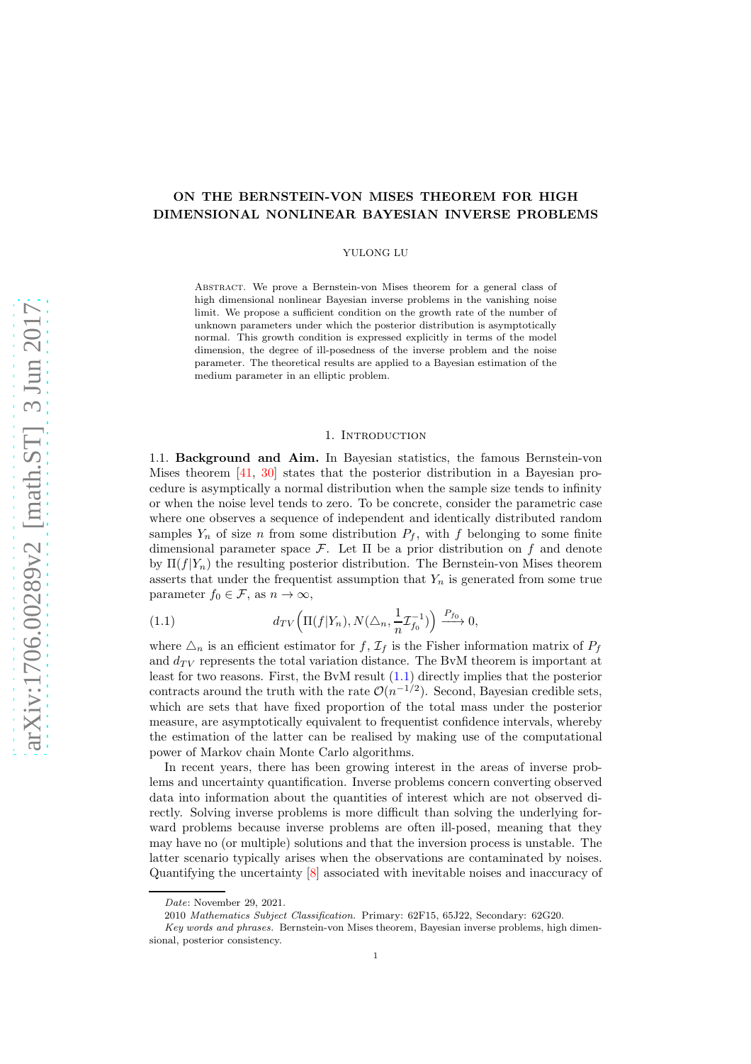# ON THE BERNSTEIN-VON MISES THEOREM FOR HIGH DIMENSIONAL NONLINEAR BAYESIAN INVERSE PROBLEMS

YULONG LU

Abstract. We prove a Bernstein-von Mises theorem for a general class of high dimensional nonlinear Bayesian inverse problems in the vanishing noise limit. We propose a sufficient condition on the growth rate of the number of unknown parameters under which the posterior distribution is asymptotically normal. This growth condition is expressed explicitly in terms of the model dimension, the degree of ill-posedness of the inverse problem and the noise parameter. The theoretical results are applied to a Bayesian estimation of the medium parameter in an elliptic problem.

## 1. Introduction

1.1. **Background and Aim.** In Bayesian statistics, the famous Bernstein-von Mises theorem [41, 30] states that the posterior distribution in a Bayesian procedure is asymptically a normal distribution when the sample size tends to infinity or when the noise level tends to zero. To be concrete, consider the parametric case where one observes a sequence of independent and identically distributed random samples $Y_n$ of size $n$ from some distribution $P_f$, with $f$ belonging to some finite dimensional parameter space $\mathcal{F}$. Let $\Pi$ be a prior distribution on $f$ and denote by $\Pi(f|Y_n)$ the resulting posterior distribution. The Bernstein-von Mises theorem asserts that under the frequentist assumption that $Y_n$ is generated from some true parameter $f_0 \in \mathcal{F}$, as $n \to \infty$,

$$d_{TV}\Big(\Pi(f|Y_n), N(\triangle_n, \frac{1}{n}\mathcal{I}_{f_0}^{-1})\Big) \xrightarrow{P_{f_0}} 0, \tag{1.1}$$

where $\triangle_n$ is an efficient estimator for $f$, $\mathcal{I}_f$ is the Fisher information matrix of $P_f$ and $d_{TV}$ represents the total variation distance. The BvM theorem is important at least for two reasons. First, the BvM result (1.1) directly implies that the posterior contracts around the truth with the rate $\mathcal{O}(n^{-1/2})$. Second, Bayesian credible sets, which are sets that have fixed proportion of the total mass under the posterior measure, are asymptotically equivalent to frequentist confidence intervals, whereby the estimation of the latter can be realised by making use of the computational power of Markov chain Monte Carlo algorithms.

In recent years, there has been growing interest in the areas of inverse problems and uncertainty quantification. Inverse problems concern converting observed data into information about the quantities of interest which are not observed directly. Solving inverse problems is more difficult than solving the underlying forward problems because inverse problems are often ill-posed, meaning that they may have no (or multiple) solutions and that the inversion process is unstable. The latter scenario typically arises when the observations are contaminated by noises. Quantifying the uncertainty [8] associated with inevitable noises and inaccuracy of

*Date*: November 29, 2021.

2010 *Mathematics Subject Classification.* Primary: 62F15, 65J22, Secondary: 62G20.

*Key words and phrases.* Bernstein-von Mises theorem, Bayesian inverse problems, high dimensional, posterior consistency.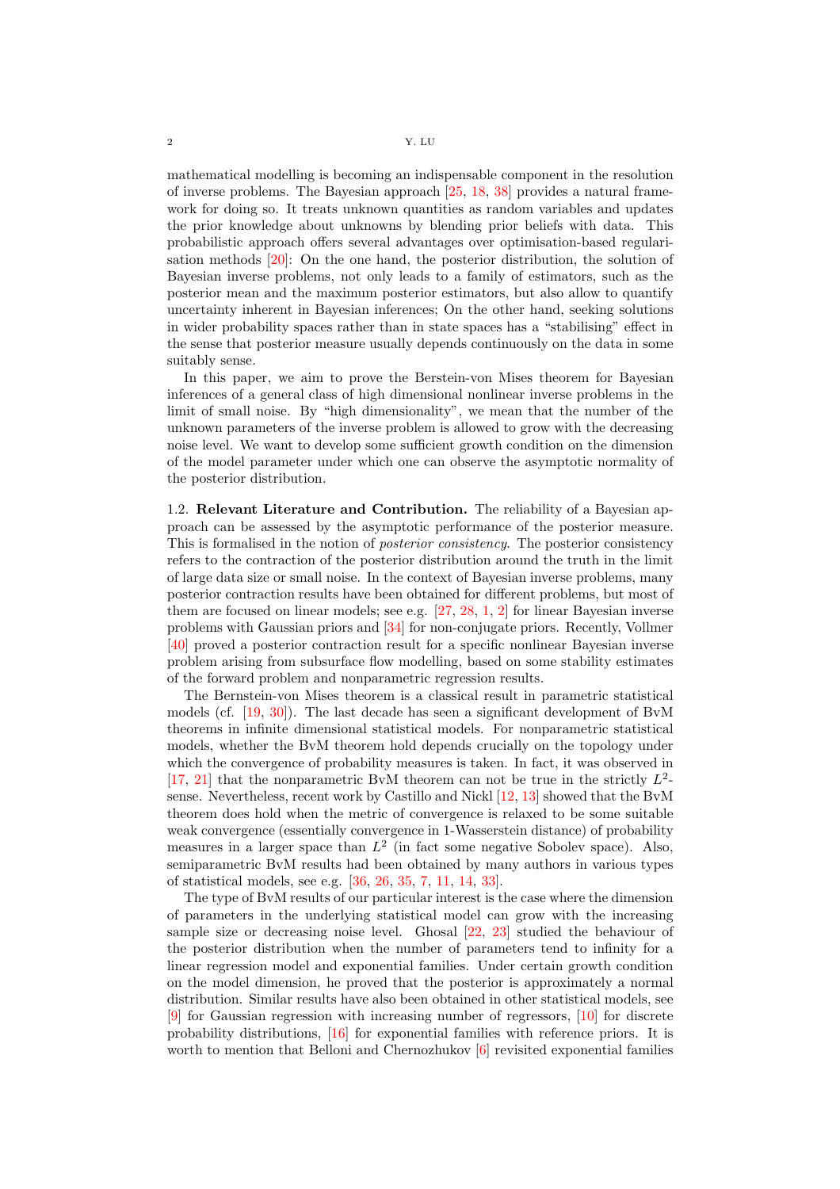mathematical modelling is becoming an indispensable component in the resolution of inverse problems. The Bayesian approach [25, 18, 38] provides a natural framework for doing so. It treats unknown quantities as random variables and updates the prior knowledge about unknowns by blending prior beliefs with data. This probabilistic approach offers several advantages over optimisation-based regularisation methods [20]: On the one hand, the posterior distribution, the solution of Bayesian inverse problems, not only leads to a family of estimators, such as the posterior mean and the maximum posterior estimators, but also allow to quantify uncertainty inherent in Bayesian inferences; On the other hand, seeking solutions in wider probability spaces rather than in state spaces has a "stabilising" effect in the sense that posterior measure usually depends continuously on the data in some suitably sense.

In this paper, we aim to prove the Berstein-von Mises theorem for Bayesian inferences of a general class of high dimensional nonlinear inverse problems in the limit of small noise. By "high dimensionality", we mean that the number of the unknown parameters of the inverse problem is allowed to grow with the decreasing noise level. We want to develop some sufficient growth condition on the dimension of the model parameter under which one can observe the asymptotic normality of the posterior distribution.

1.2. **Relevant Literature and Contribution.** The reliability of a Bayesian approach can be assessed by the asymptotic performance of the posterior measure. This is formalised in the notion of *posterior consistency*. The posterior consistency refers to the contraction of the posterior distribution around the truth in the limit of large data size or small noise. In the context of Bayesian inverse problems, many posterior contraction results have been obtained for different problems, but most of them are focused on linear models; see e.g. [27, 28, 1, 2] for linear Bayesian inverse problems with Gaussian priors and [34] for non-conjugate priors. Recently, Vollmer [40] proved a posterior contraction result for a specific nonlinear Bayesian inverse problem arising from subsurface flow modelling, based on some stability estimates of the forward problem and nonparametric regression results.

The Bernstein-von Mises theorem is a classical result in parametric statistical models (cf. [19, 30]). The last decade has seen a significant development of BvM theorems in infinite dimensional statistical models. For nonparametric statistical models, whether the BvM theorem hold depends crucially on the topology under which the convergence of probability measures is taken. In fact, it was observed in [17, 21] that the nonparametric BvM theorem can not be true in the strictly $L^2$-sense. Nevertheless, recent work by Castillo and Nickl [12, 13] showed that the BvM theorem does hold when the metric of convergence is relaxed to be some suitable weak convergence (essentially convergence in 1-Wasserstein distance) of probability measures in a larger space than $L^2$ (in fact some negative Sobolev space). Also, semiparametric BvM results had been obtained by many authors in various types of statistical models, see e.g. [36, 26, 35, 7, 11, 14, 33].

The type of BvM results of our particular interest is the case where the dimension of parameters in the underlying statistical model can grow with the increasing sample size or decreasing noise level. Ghosal [22, 23] studied the behaviour of the posterior distribution when the number of parameters tend to infinity for a linear regression model and exponential families. Under certain growth condition on the model dimension, he proved that the posterior is approximately a normal distribution. Similar results have also been obtained in other statistical models, see [9] for Gaussian regression with increasing number of regressors, [10] for discrete probability distributions, [16] for exponential families with reference priors. It is worth to mention that Belloni and Chernozhukov [6] revisited exponential families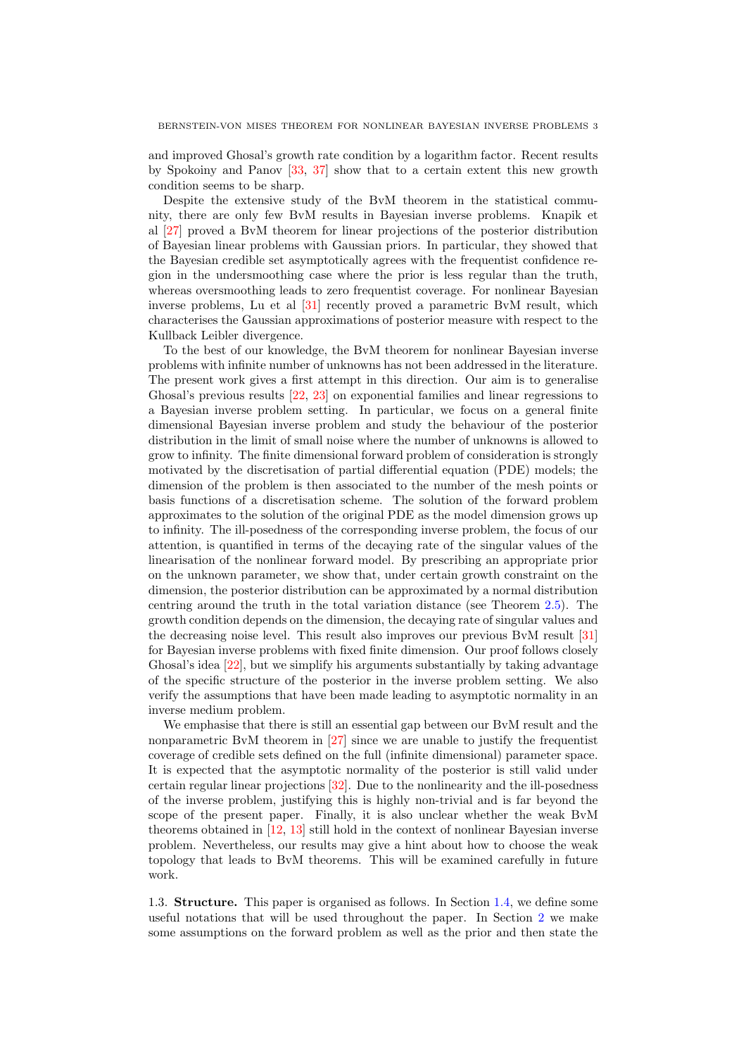and improved Ghosal's growth rate condition by a logarithm factor. Recent results by Spokoiny and Panov [33, 37] show that to a certain extent this new growth condition seems to be sharp.

Despite the extensive study of the BvM theorem in the statistical community, there are only few BvM results in Bayesian inverse problems. Knapik et al [27] proved a BvM theorem for linear projections of the posterior distribution of Bayesian linear problems with Gaussian priors. In particular, they showed that the Bayesian credible set asymptotically agrees with the frequentist confidence region in the undersmoothing case where the prior is less regular than the truth, whereas oversmoothing leads to zero frequentist coverage. For nonlinear Bayesian inverse problems, Lu et al [31] recently proved a parametric BvM result, which characterises the Gaussian approximations of posterior measure with respect to the Kullback Leibler divergence.

To the best of our knowledge, the BvM theorem for nonlinear Bayesian inverse problems with infinite number of unknowns has not been addressed in the literature. The present work gives a first attempt in this direction. Our aim is to generalise Ghosal's previous results [22, 23] on exponential families and linear regressions to a Bayesian inverse problem setting. In particular, we focus on a general finite dimensional Bayesian inverse problem and study the behaviour of the posterior distribution in the limit of small noise where the number of unknowns is allowed to grow to infinity. The finite dimensional forward problem of consideration is strongly motivated by the discretisation of partial differential equation (PDE) models; the dimension of the problem is then associated to the number of the mesh points or basis functions of a discretisation scheme. The solution of the forward problem approximates to the solution of the original PDE as the model dimension grows up to infinity. The ill-posedness of the corresponding inverse problem, the focus of our attention, is quantified in terms of the decaying rate of the singular values of the linearisation of the nonlinear forward model. By prescribing an appropriate prior on the unknown parameter, we show that, under certain growth constraint on the dimension, the posterior distribution can be approximated by a normal distribution centring around the truth in the total variation distance (see Theorem 2.5). The growth condition depends on the dimension, the decaying rate of singular values and the decreasing noise level. This result also improves our previous BvM result [31] for Bayesian inverse problems with fixed finite dimension. Our proof follows closely Ghosal's idea [22], but we simplify his arguments substantially by taking advantage of the specific structure of the posterior in the inverse problem setting. We also verify the assumptions that have been made leading to asymptotic normality in an inverse medium problem.

We emphasise that there is still an essential gap between our BvM result and the nonparametric BvM theorem in [27] since we are unable to justify the frequentist coverage of credible sets defined on the full (infinite dimensional) parameter space. It is expected that the asymptotic normality of the posterior is still valid under certain regular linear projections [32]. Due to the nonlinearity and the ill-posedness of the inverse problem, justifying this is highly non-trivial and is far beyond the scope of the present paper. Finally, it is also unclear whether the weak BvM theorems obtained in [12, 13] still hold in the context of nonlinear Bayesian inverse problem. Nevertheless, our results may give a hint about how to choose the weak topology that leads to BvM theorems. This will be examined carefully in future work.

1.3. **Structure.** This paper is organised as follows. In Section 1.4, we define some useful notations that will be used throughout the paper. In Section 2 we make some assumptions on the forward problem as well as the prior and then state the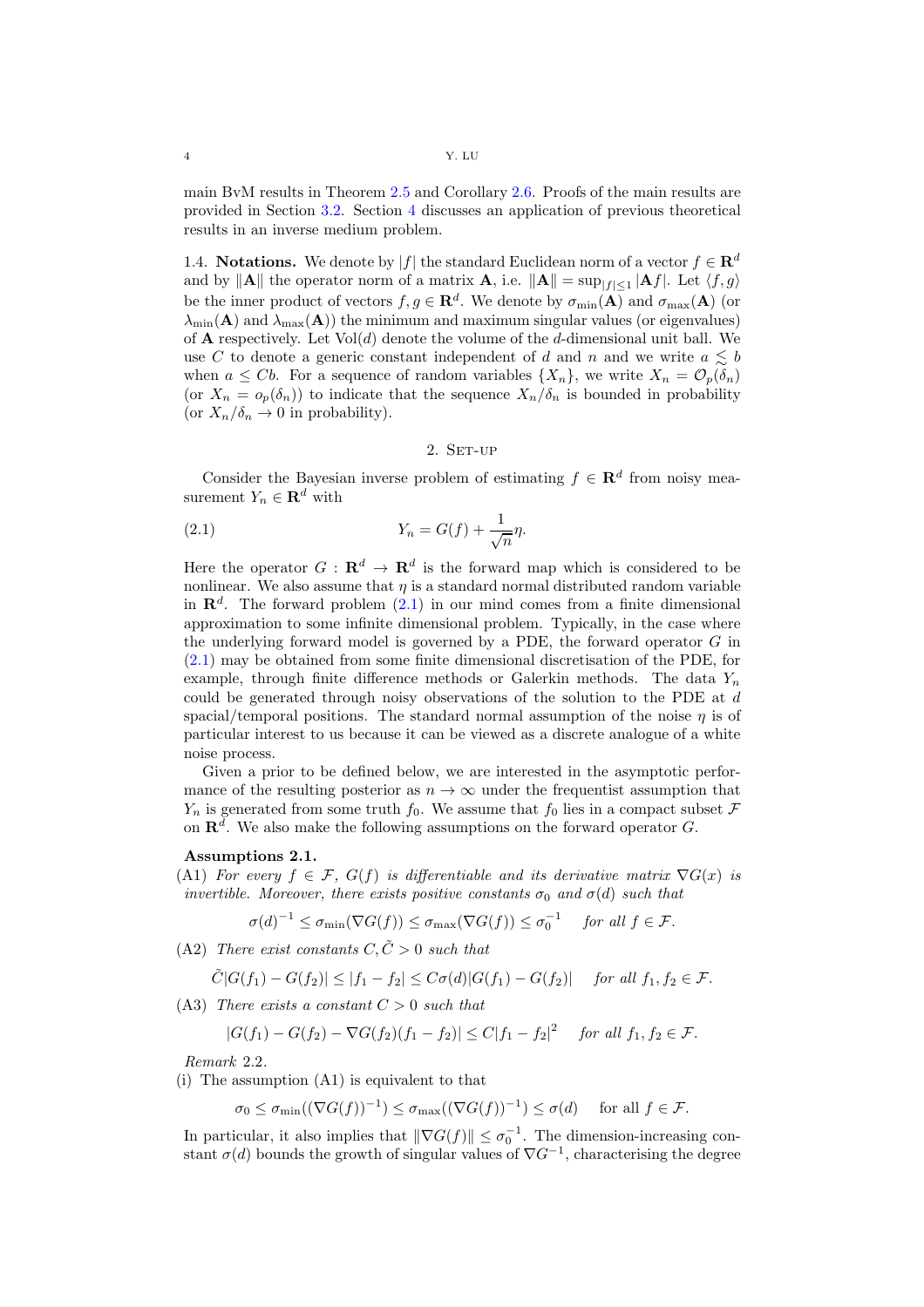main BvM results in Theorem 2.5 and Corollary 2.6. Proofs of the main results are provided in Section 3.2. Section 4 discusses an application of previous theoretical results in an inverse medium problem.

1.4. **Notations.** We denote by $|f|$ the standard Euclidean norm of a vector $f \in \mathbf{R}^d$ and by $\|\mathbf{A}\|$ the operator norm of a matrix $\mathbf{A}$, i.e. $\|\mathbf{A}\| = \sup_{|f|\leq 1} |\mathbf{A}f|$. Let $\langle f, g\rangle$ be the inner product of vectors $f, g \in \mathbf{R}^d$. We denote by $\sigma_{\min}(\mathbf{A})$ and $\sigma_{\max}(\mathbf{A})$ (or $\lambda_{\min}(\mathbf{A})$ and $\lambda_{\max}(\mathbf{A})$) the minimum and maximum singular values (or eigenvalues) of $\mathbf{A}$ respectively. Let $\mathrm{Vol}(d)$ denote the volume of the $d$-dimensional unit ball. We use $C$ to denote a generic constant independent of $d$ and $n$ and we write $a \lesssim b$ when $a \leq Cb$. For a sequence of random variables $\{X_n\}$, we write $X_n = \mathcal{O}_p(\delta_n)$ (or $X_n = o_p(\delta_n)$) to indicate that the sequence $X_n/\delta_n$ is bounded in probability (or $X_n/\delta_n \to 0$ in probability).

## 2. Set-up

Consider the Bayesian inverse problem of estimating $f \in \mathbf{R}^d$ from noisy measurement $Y_n \in \mathbf{R}^d$ with

$$Y_n = G(f) + \frac{1}{\sqrt{n}}\eta. \tag{2.1}$$

Here the operator $G : \mathbf{R}^d \to \mathbf{R}^d$ is the forward map which is considered to be nonlinear. We also assume that $\eta$ is a standard normal distributed random variable in $\mathbf{R}^d$. The forward problem (2.1) in our mind comes from a finite dimensional approximation to some infinite dimensional problem. Typically, in the case where the underlying forward model is governed by a PDE, the forward operator $G$ in (2.1) may be obtained from some finite dimensional discretisation of the PDE, for example, through finite difference methods or Galerkin methods. The data $Y_n$ could be generated through noisy observations of the solution to the PDE at $d$ spacial/temporal positions. The standard normal assumption of the noise $\eta$ is of particular interest to us because it can be viewed as a discrete analogue of a white noise process.

Given a prior to be defined below, we are interested in the asymptotic performance of the resulting posterior as $n \to \infty$ under the frequentist assumption that $Y_n$ is generated from some truth $f_0$. We assume that $f_0$ lies in a compact subset $\mathcal{F}$ on $\mathbf{R}^d$. We also make the following assumptions on the forward operator $G$.

**Assumptions 2.1.**

(A1) *For every $f \in \mathcal{F}$, $G(f)$ is differentiable and its derivative matrix $\nabla G(x)$ is invertible. Moreover, there exists positive constants $\sigma_0$ and $\sigma(d)$ such that*

$$\sigma(d)^{-1} \leq \sigma_{\min}(\nabla G(f)) \leq \sigma_{\max}(\nabla G(f)) \leq \sigma_0^{-1} \quad \textit{for all } f \in \mathcal{F}.$$

(A2) *There exist constants $C, \tilde{C} > 0$ such that*

$$\tilde{C}|G(f_1) - G(f_2)| \leq |f_1 - f_2| \leq C\sigma(d)|G(f_1) - G(f_2)| \quad \textit{for all } f_1, f_2 \in \mathcal{F}.$$

(A3) *There exists a constant $C > 0$ such that*

$$|G(f_1) - G(f_2) - \nabla G(f_2)(f_1 - f_2)| \leq C|f_1 - f_2|^2 \quad \textit{for all } f_1, f_2 \in \mathcal{F}.$$

*Remark* 2.2.

(i) The assumption (A1) is equivalent to that

$$\sigma_0 \leq \sigma_{\min}((\nabla G(f))^{-1}) \leq \sigma_{\max}((\nabla G(f))^{-1}) \leq \sigma(d) \quad \text{for all } f \in \mathcal{F}.$$

In particular, it also implies that $\|\nabla G(f)\| \leq \sigma_0^{-1}$. The dimension-increasing constant $\sigma(d)$ bounds the growth of singular values of $\nabla G^{-1}$, characterising the degree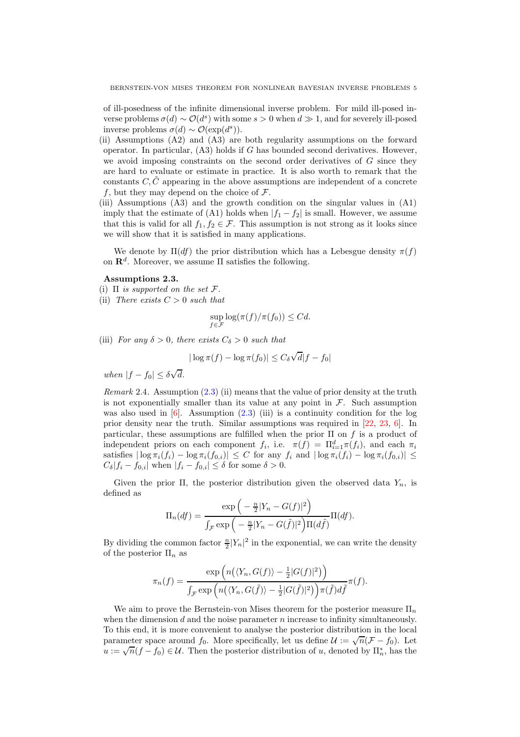of ill-posedness of the infinite dimensional inverse problem. For mild ill-posed inverse problems $\sigma(d) \sim \mathcal{O}(d^s)$ with some $s > 0$ when $d \gg 1$, and for severely ill-posed inverse problems $\sigma(d) \sim \mathcal{O}(\exp(d^s))$.

(ii) Assumptions (A2) and (A3) are both regularity assumptions on the forward operator. In particular, (A3) holds if $G$ has bounded second derivatives. However, we avoid imposing constraints on the second order derivatives of $G$ since they are hard to evaluate or estimate in practice. It is also worth to remark that the constants $C, \tilde{C}$ appearing in the above assumptions are independent of a concrete $f$, but they may depend on the choice of $\mathcal{F}$.

(iii) Assumptions (A3) and the growth condition on the singular values in (A1) imply that the estimate of (A1) holds when $|f_1 - f_2|$ is small. However, we assume that this is valid for all $f_1, f_2 \in \mathcal{F}$. This assumption is not strong as it looks since we will show that it is satisfied in many applications.

We denote by $\Pi(df)$ the prior distribution which has a Lebesgue density $\pi(f)$ on $\mathbf{R}^d$. Moreover, we assume $\Pi$ satisfies the following.

**Assumptions 2.3.**

(i) *$\Pi$ is supported on the set $\mathcal{F}$.*

(ii) *There exists $C > 0$ such that*

$$\sup_{f\in\mathcal{F}} \log(\pi(f)/\pi(f_0)) \le Cd.$$

(iii) *For any $\delta > 0$, there exists $C_\delta > 0$ such that*

$$|\log \pi(f) - \log \pi(f_0)| \le C_\delta \sqrt{d}|f - f_0|$$

*when $|f - f_0| \le \delta\sqrt{d}$.*

*Remark* 2.4. Assumption (2.3) (ii) means that the value of prior density at the truth is not exponentially smaller than its value at any point in $\mathcal{F}$. Such assumption was also used in [6]. Assumption (2.3) (iii) is a continuity condition for the log prior density near the truth. Similar assumptions was required in [22, 23, 6]. In particular, these assumptions are fulfilled when the prior $\Pi$ on $f$ is a product of independent priors on each component $f_i$, i.e. $\pi(f) = \Pi_{i=1}^d \pi(f_i)$, and each $\pi_i$ satisfies $|\log \pi_i(f_i) - \log \pi_i(f_{0,i})| \le C$ for any $f_i$ and $|\log \pi_i(f_i) - \log \pi_i(f_{0,i})| \le C_\delta |f_i - f_{0,i}|$ when $|f_i - f_{0,i}| \le \delta$ for some $\delta > 0$.

Given the prior $\Pi$, the posterior distribution given the observed data $Y_n$, is defined as

$$\Pi_n(df) = \frac{\exp\Big(-\frac{n}{2}|Y_n - G(f)|^2\Big)}{\int_{\mathcal{F}} \exp\Big(-\frac{n}{2}|Y_n - G(\tilde{f})|^2\Big)\Pi(d\tilde{f})}\Pi(df).$$

By dividing the common factor $\frac{n}{2}|Y_n|^2$ in the exponential, we can write the density of the posterior $\Pi_n$ as

$$\pi_n(f) = \frac{\exp\Big(n\big(\langle Y_n, G(f)\rangle - \frac{1}{2}|G(f)|^2\big)\Big)}{\int_{\mathcal{F}} \exp\Big(n\big(\langle Y_n, G(\tilde{f})\rangle - \frac{1}{2}|G(\tilde{f})|^2\big)\Big)\pi(\tilde{f})d\tilde{f}}\pi(f).$$

We aim to prove the Bernstein-von Mises theorem for the posterior measure $\Pi_n$ when the dimension $d$ and the noise parameter $n$ increase to infinity simultaneously. To this end, it is more convenient to analyse the posterior distribution in the local parameter space around $f_0$. More specifically, let us define $\mathcal{U} := \sqrt{n}(\mathcal{F} - f_0)$. Let $u := \sqrt{n}(f - f_0) \in \mathcal{U}$. Then the posterior distribution of $u$, denoted by $\Pi_n^*$, has the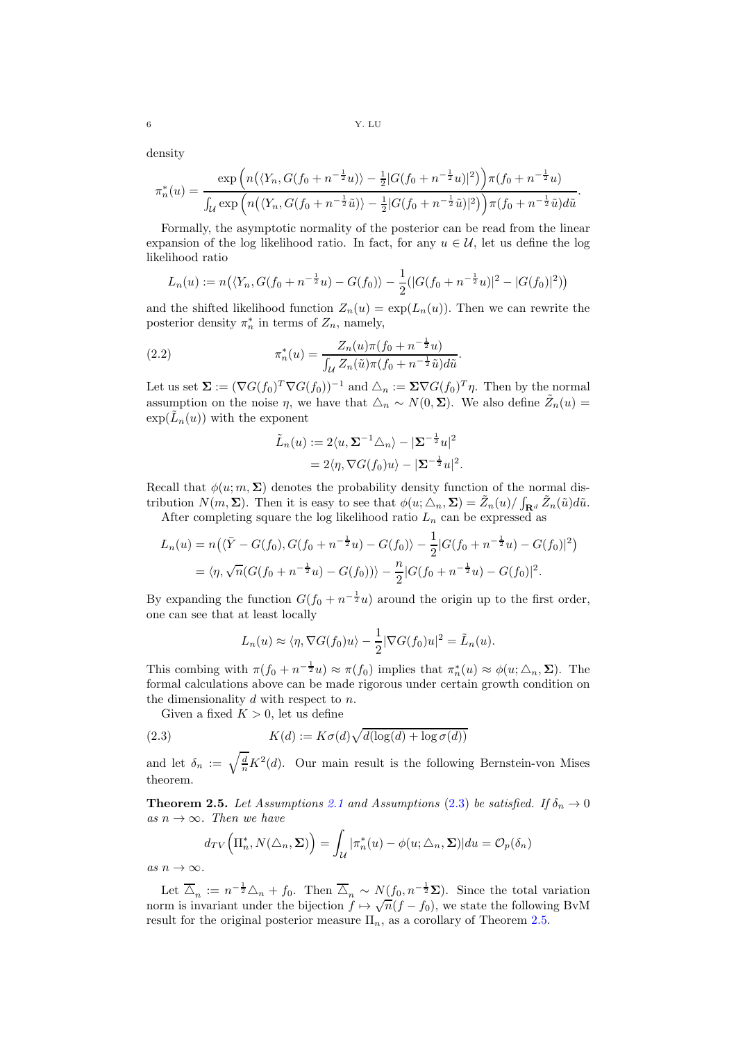density

$$
\pi_n^*(u) = \frac{\exp\Big(n\big(\langle Y_n, G(f_0 + n^{-\frac{1}{2}}u)\rangle - \frac{1}{2}|G(f_0 + n^{-\frac{1}{2}}u)|^2\big)\Big)\pi(f_0 + n^{-\frac{1}{2}}u)}{\int_{\mathcal{U}} \exp\Big(n\big(\langle Y_n, G(f_0 + n^{-\frac{1}{2}}\tilde{u})\rangle - \frac{1}{2}|G(f_0 + n^{-\frac{1}{2}}\tilde{u})|^2\big)\Big)\pi(f_0 + n^{-\frac{1}{2}}\tilde{u})d\tilde{u}}.
$$

Formally, the asymptotic normality of the posterior can be read from the linear expansion of the log likelihood ratio. In fact, for any $u \in \mathcal{U}$, let us define the log likelihood ratio

$$
L_n(u) := n\big(\langle Y_n, G(f_0 + n^{-\frac{1}{2}}u) - G(f_0)\rangle - \frac{1}{2}(|G(f_0 + n^{-\frac{1}{2}}u)|^2 - |G(f_0)|^2)\big)
$$

and the shifted likelihood function $Z_n(u) = \exp(L_n(u))$. Then we can rewrite the posterior density $\pi_n^*$ in terms of $Z_n$, namely,

$$
\pi_n^*(u) = \frac{Z_n(u)\pi(f_0 + n^{-\frac{1}{2}}u)}{\int_{\mathcal{U}} Z_n(\tilde{u})\pi(f_0 + n^{-\frac{1}{2}}\tilde{u})d\tilde{u}}. \tag{2.2}
$$

Let us set $\mathbf{\Sigma} := (\nabla G(f_0)^T \nabla G(f_0))^{-1}$ and $\triangle_n := \mathbf{\Sigma}\nabla G(f_0)^T \eta$. Then by the normal assumption on the noise $\eta$, we have that $\triangle_n \sim N(0, \mathbf{\Sigma})$. We also define $\tilde{Z}_n(u) = \exp(\tilde{L}_n(u))$ with the exponent

$$
\begin{aligned}
\tilde{L}_n(u) &:= 2\langle u, \mathbf{\Sigma}^{-1}\triangle_n\rangle - |\mathbf{\Sigma}^{-\frac{1}{2}}u|^2 \\
&= 2\langle \eta, \nabla G(f_0)u\rangle - |\mathbf{\Sigma}^{-\frac{1}{2}}u|^2.
\end{aligned}
$$

Recall that $\phi(u; m, \mathbf{\Sigma})$ denotes the probability density function of the normal distribution $N(m, \mathbf{\Sigma})$. Then it is easy to see that $\phi(u; \triangle_n, \mathbf{\Sigma}) = \tilde{Z}_n(u)/\int_{\mathbf{R}^d} \tilde{Z}_n(\tilde{u})d\tilde{u}$.

After completing square the log likelihood ratio $L_n$ can be expressed as

$$
\begin{aligned}
L_n(u) &= n\big(\langle \bar{Y} - G(f_0), G(f_0 + n^{-\frac{1}{2}}u) - G(f_0)\rangle - \frac{1}{2}|G(f_0 + n^{-\frac{1}{2}}u) - G(f_0)|^2\big) \\
&= \langle \eta, \sqrt{n}(G(f_0 + n^{-\frac{1}{2}}u) - G(f_0))\rangle - \frac{n}{2}|G(f_0 + n^{-\frac{1}{2}}u) - G(f_0)|^2.
\end{aligned}
$$

By expanding the function $G(f_0 + n^{-\frac{1}{2}}u)$ around the origin up to the first order, one can see that at least locally

$$
L_n(u) \approx \langle \eta, \nabla G(f_0)u\rangle - \frac{1}{2}|\nabla G(f_0)u|^2 = \tilde{L}_n(u).
$$

This combing with $\pi(f_0 + n^{-\frac{1}{2}}u) \approx \pi(f_0)$ implies that $\pi_n^*(u) \approx \phi(u; \triangle_n, \mathbf{\Sigma})$. The formal calculations above can be made rigorous under certain growth condition on the dimensionality $d$ with respect to $n$.

Given a fixed $K > 0$, let us define

$$
K(d) := K\sigma(d)\sqrt{d(\log(d) + \log\sigma(d))} \tag{2.3}
$$

and let $\delta_n := \sqrt{\frac{d}{n}}K^2(d)$. Our main result is the following Bernstein-von Mises theorem.

**Theorem 2.5.** *Let Assumptions 2.1 and Assumptions (2.3) be satisfied. If $\delta_n \to 0$ as $n \to \infty$. Then we have*

$$
d_{TV}\Big(\Pi_n^*, N(\triangle_n, \mathbf{\Sigma})\Big) = \int_{\mathcal{U}} |\pi_n^*(u) - \phi(u; \triangle_n, \mathbf{\Sigma})|du = \mathcal{O}_p(\delta_n)
$$

*as $n \to \infty$.*

Let $\overline{\triangle}_n := n^{-\frac{1}{2}}\triangle_n + f_0$. Then $\overline{\triangle}_n \sim N(f_0, n^{-\frac{1}{2}}\mathbf{\Sigma})$. Since the total variation norm is invariant under the bijection $f \mapsto \sqrt{n}(f - f_0)$, we state the following BvM result for the original posterior measure $\Pi_n$, as a corollary of Theorem 2.5.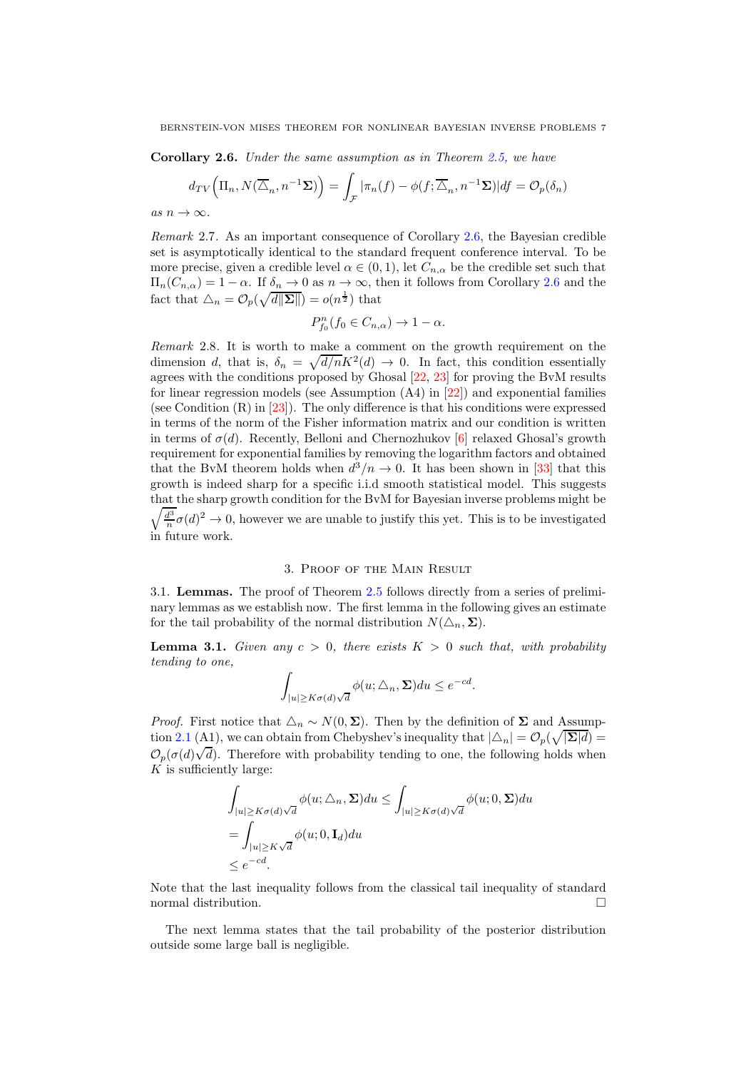**Corollary 2.6.** *Under the same assumption as in Theorem 2.5, we have*

$$d_{TV}\Big(\Pi_n, N(\overline{\triangle}_n, n^{-1}\mathbf{\Sigma})\Big) = \int_{\mathcal{F}} |\pi_n(f) - \phi(f; \overline{\triangle}_n, n^{-1}\mathbf{\Sigma})| df = \mathcal{O}_p(\delta_n)$$

*as* $n \to \infty$.

*Remark* 2.7. As an important consequence of Corollary 2.6, the Bayesian credible set is asymptotically identical to the standard frequent conference interval. To be more precise, given a credible level $\alpha \in (0, 1)$, let $C_{n,\alpha}$ be the credible set such that $\Pi_n(C_{n,\alpha}) = 1 - \alpha$. If $\delta_n \to 0$ as $n \to \infty$, then it follows from Corollary 2.6 and the fact that $\triangle_n = \mathcal{O}_p(\sqrt{d\|\mathbf{\Sigma}\|}) = o(n^{\frac{1}{2}})$ that

$$P^n_{f_0}(f_0 \in C_{n,\alpha}) \to 1 - \alpha.$$

*Remark* 2.8. It is worth to make a comment on the growth requirement on the dimension $d$, that is, $\delta_n = \sqrt{d/n}K^2(d) \to 0$. In fact, this condition essentially agrees with the conditions proposed by Ghosal [22, 23] for proving the BvM results for linear regression models (see Assumption (A4) in [22]) and exponential families (see Condition (R) in [23]). The only difference is that his conditions were expressed in terms of the norm of the Fisher information matrix and our condition is written in terms of $\sigma(d)$. Recently, Belloni and Chernozhukov [6] relaxed Ghosal's growth requirement for exponential families by removing the logarithm factors and obtained that the BvM theorem holds when $d^3/n \to 0$. It has been shown in [33] that this growth is indeed sharp for a specific i.i.d smooth statistical model. This suggests that the sharp growth condition for the BvM for Bayesian inverse problems might be $\sqrt{\frac{d^3}{n}}\sigma(d)^2 \to 0$, however we are unable to justify this yet. This is to be investigated in future work.

## 3. Proof of the Main Result

3.1. **Lemmas.** The proof of Theorem 2.5 follows directly from a series of preliminary lemmas as we establish now. The first lemma in the following gives an estimate for the tail probability of the normal distribution $N(\triangle_n, \mathbf{\Sigma})$.

**Lemma 3.1.** *Given any* $c > 0$*, there exists* $K > 0$ *such that, with probability tending to one,*

$$\int_{|u| \geq K\sigma(d)\sqrt{d}} \phi(u; \triangle_n, \mathbf{\Sigma}) du \leq e^{-cd}.$$

*Proof.* First notice that $\triangle_n \sim N(0, \mathbf{\Sigma})$. Then by the definition of $\mathbf{\Sigma}$ and Assumption 2.1 (A1), we can obtain from Chebyshev's inequality that $|\triangle_n| = \mathcal{O}_p(\sqrt{|\mathbf{\Sigma}|d}) = \mathcal{O}_p(\sigma(d)\sqrt{d})$. Therefore with probability tending to one, the following holds when $K$ is sufficiently large:

$$\begin{aligned}
\int_{|u| \geq K\sigma(d)\sqrt{d}} \phi(u; \triangle_n, \mathbf{\Sigma}) du &\leq \int_{|u| \geq K\sigma(d)\sqrt{d}} \phi(u; 0, \mathbf{\Sigma}) du \\
&= \int_{|u| \geq K\sqrt{d}} \phi(u; 0, \mathbf{I}_d) du \\
&\leq e^{-cd}.
\end{aligned}$$

Note that the last inequality follows from the classical tail inequality of standard normal distribution. □

The next lemma states that the tail probability of the posterior distribution outside some large ball is negligible.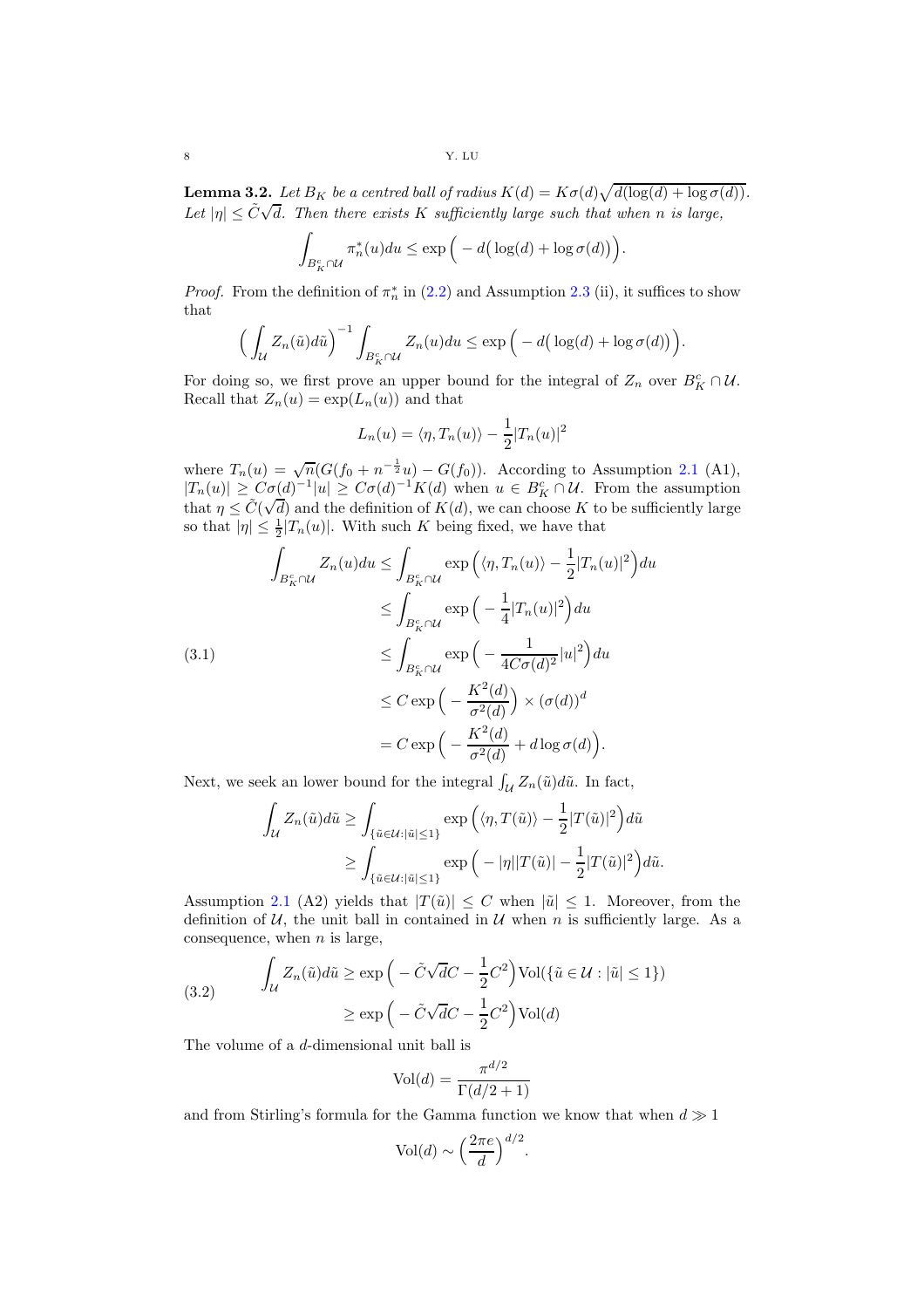**Lemma 3.2.** *Let $B_K$ be a centred ball of radius $K(d) = K\sigma(d)\sqrt{d(\log(d) + \log\sigma(d))}$. Let $|\eta| \leq \tilde{C}\sqrt{d}$. Then there exists $K$ sufficiently large such that when $n$ is large,*

$$\int_{B_K^c \cap \mathcal{U}} \pi_n^*(u)du \leq \exp\Big( - d\big(\log(d) + \log\sigma(d)\big)\Big).$$

*Proof.* From the definition of $\pi_n^*$ in (2.2) and Assumption 2.3 (ii), it suffices to show that

$$\Big(\int_{\mathcal{U}} Z_n(\tilde{u})d\tilde{u}\Big)^{-1} \int_{B_K^c \cap \mathcal{U}} Z_n(u)du \leq \exp\Big( - d\big(\log(d) + \log\sigma(d)\big)\Big).$$

For doing so, we first prove an upper bound for the integral of $Z_n$ over $B_K^c \cap \mathcal{U}$. Recall that $Z_n(u) = \exp(L_n(u))$ and that

$$L_n(u) = \langle \eta, T_n(u)\rangle - \frac{1}{2}|T_n(u)|^2$$

where $T_n(u) = \sqrt{n}(G(f_0 + n^{-\frac{1}{2}}u) - G(f_0))$. According to Assumption 2.1 (A1), $|T_n(u)| \geq C\sigma(d)^{-1}|u| \geq C\sigma(d)^{-1}K(d)$ when $u \in B_K^c \cap \mathcal{U}$. From the assumption that $\eta \leq \tilde{C}(\sqrt{d})$ and the definition of $K(d)$, we can choose $K$ to be sufficiently large so that $|\eta| \leq \frac{1}{2}|T_n(u)|$. With such $K$ being fixed, we have that

$$\begin{aligned}
\int_{B_K^c \cap \mathcal{U}} Z_n(u)du &\leq \int_{B_K^c \cap \mathcal{U}} \exp\Big(\langle \eta, T_n(u)\rangle - \frac{1}{2}|T_n(u)|^2\Big)du \\
&\leq \int_{B_K^c \cap \mathcal{U}} \exp\Big( - \frac{1}{4}|T_n(u)|^2\Big)du \\
&\leq \int_{B_K^c \cap \mathcal{U}} \exp\Big( - \frac{1}{4C\sigma(d)^2}|u|^2\Big)du \\
&\leq C\exp\Big( - \frac{K^2(d)}{\sigma^2(d)}\Big) \times (\sigma(d))^d \\
&= C\exp\Big( - \frac{K^2(d)}{\sigma^2(d)} + d\log\sigma(d)\Big).
\end{aligned} \tag{3.1}$$

Next, we seek an lower bound for the integral $\int_{\mathcal{U}} Z_n(\tilde{u})d\tilde{u}$. In fact,

$$\begin{aligned}
\int_{\mathcal{U}} Z_n(\tilde{u})d\tilde{u} &\geq \int_{\{\tilde{u}\in\mathcal{U}:|\tilde{u}|\leq 1\}} \exp\Big(\langle \eta, T(\tilde{u})\rangle - \frac{1}{2}|T(\tilde{u})|^2\Big)d\tilde{u} \\
&\geq \int_{\{\tilde{u}\in\mathcal{U}:|\tilde{u}|\leq 1\}} \exp\Big( - |\eta||T(\tilde{u})| - \frac{1}{2}|T(\tilde{u})|^2\Big)d\tilde{u}.
\end{aligned}$$

Assumption 2.1 (A2) yields that $|T(\tilde{u})| \leq C$ when $|\tilde{u}| \leq 1$. Moreover, from the definition of $\mathcal{U}$, the unit ball in contained in $\mathcal{U}$ when $n$ is sufficiently large. As a consequence, when $n$ is large,

$$\begin{aligned}
\int_{\mathcal{U}} Z_n(\tilde{u})d\tilde{u} &\geq \exp\Big( - \tilde{C}\sqrt{d}C - \frac{1}{2}C^2\Big)\mathrm{Vol}(\{\tilde{u}\in\mathcal{U} : |\tilde{u}| \leq 1\}) \\
&\geq \exp\Big( - \tilde{C}\sqrt{d}C - \frac{1}{2}C^2\Big)\mathrm{Vol}(d)
\end{aligned} \tag{3.2}$$

The volume of a $d$-dimensional unit ball is

$$\mathrm{Vol}(d) = \frac{\pi^{d/2}}{\Gamma(d/2+1)}$$

and from Stirling's formula for the Gamma function we know that when $d \gg 1$

$$\mathrm{Vol}(d) \sim \Big(\frac{2\pi e}{d}\Big)^{d/2}.$$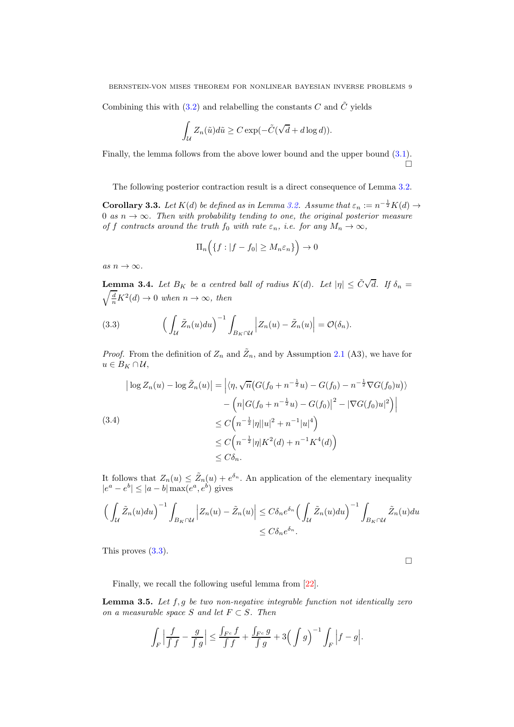Combining this with (3.2) and relabelling the constants $C$ and $\tilde{C}$ yields

$$\int_{\mathcal{U}} Z_n(\tilde{u})d\tilde{u} \geq C\exp(-\tilde{C}(\sqrt{d} + d\log d)).$$

Finally, the lemma follows from the above lower bound and the upper bound (3.1). $\square$

The following posterior contraction result is a direct consequence of Lemma 3.2.

**Corollary 3.3.** *Let $K(d)$ be defined as in Lemma 3.2. Assume that $\varepsilon_n := n^{-\frac{1}{2}}K(d) \to 0$ as $n \to \infty$. Then with probability tending to one, the original posterior measure of $f$ contracts around the truth $f_0$ with rate $\varepsilon_n$, i.e. for any $M_n \to \infty$,*

$$\Pi_n\Big(\{f : |f - f_0| \geq M_n\varepsilon_n\}\Big) \to 0$$

*as $n \to \infty$.*

**Lemma 3.4.** *Let $B_K$ be a centred ball of radius $K(d)$. Let $|\eta| \leq \tilde{C}\sqrt{d}$. If $\delta_n = \sqrt{\frac{d}{n}}K^2(d) \to 0$ when $n \to \infty$, then*

$$\Big(\int_{\mathcal{U}} \tilde{Z}_n(u)du\Big)^{-1}\int_{B_K\cap\mathcal{U}}\Big|Z_n(u) - \tilde{Z}_n(u)\Big| = \mathcal{O}(\delta_n). \tag{3.3}$$

*Proof.* From the definition of $Z_n$ and $\tilde{Z}_n$, and by Assumption 2.1 (A3), we have for $u \in B_K \cap \mathcal{U}$,

$$\begin{aligned}
\big|\log Z_n(u) - \log \tilde{Z}_n(u)\big| &= \Big|\langle \eta, \sqrt{n}\big(G(f_0 + n^{-\frac{1}{2}}u) - G(f_0) - n^{-\frac{1}{2}}\nabla G(f_0)u\big)\rangle \\
&\quad - \Big(n\big|G(f_0 + n^{-\frac{1}{2}}u) - G(f_0)\big|^2 - |\nabla G(f_0)u|^2\Big)\Big| \\
&\leq C\Big(n^{-\frac{1}{2}}|\eta||u|^2 + n^{-1}|u|^4\Big) \\
&\leq C\Big(n^{-\frac{1}{2}}|\eta|K^2(d) + n^{-1}K^4(d)\Big) \\
&\leq C\delta_n.
\end{aligned} \tag{3.4}$$

It follows that $Z_n(u) \leq \tilde{Z}_n(u) + e^{\delta_n}$. An application of the elementary inequality $|e^a - e^b| \leq |a - b|\max(e^a, e^b)$ gives

$$\begin{aligned}
\Big(\int_{\mathcal{U}} \tilde{Z}_n(u)du\Big)^{-1}\int_{B_K\cap\mathcal{U}}\Big|Z_n(u) - \tilde{Z}_n(u)\Big| &\leq C\delta_n e^{\delta_n}\Big(\int_{\mathcal{U}} \tilde{Z}_n(u)du\Big)^{-1}\int_{B_K\cap\mathcal{U}} \tilde{Z}_n(u)du \\
&\leq C\delta_n e^{\delta_n}.
\end{aligned}$$

This proves (3.3). $\square$

Finally, we recall the following useful lemma from [22].

**Lemma 3.5.** *Let $f, g$ be two non-negative integrable function not identically zero on a measurable space $S$ and let $F \subset S$. Then*

$$\int_F\Big|\frac{f}{\int f} - \frac{g}{\int g}\Big| \leq \frac{\int_{F^c} f}{\int f} + \frac{\int_{F^c} g}{\int g} + 3\Big(\int g\Big)^{-1}\int_F\Big|f - g\Big|.$$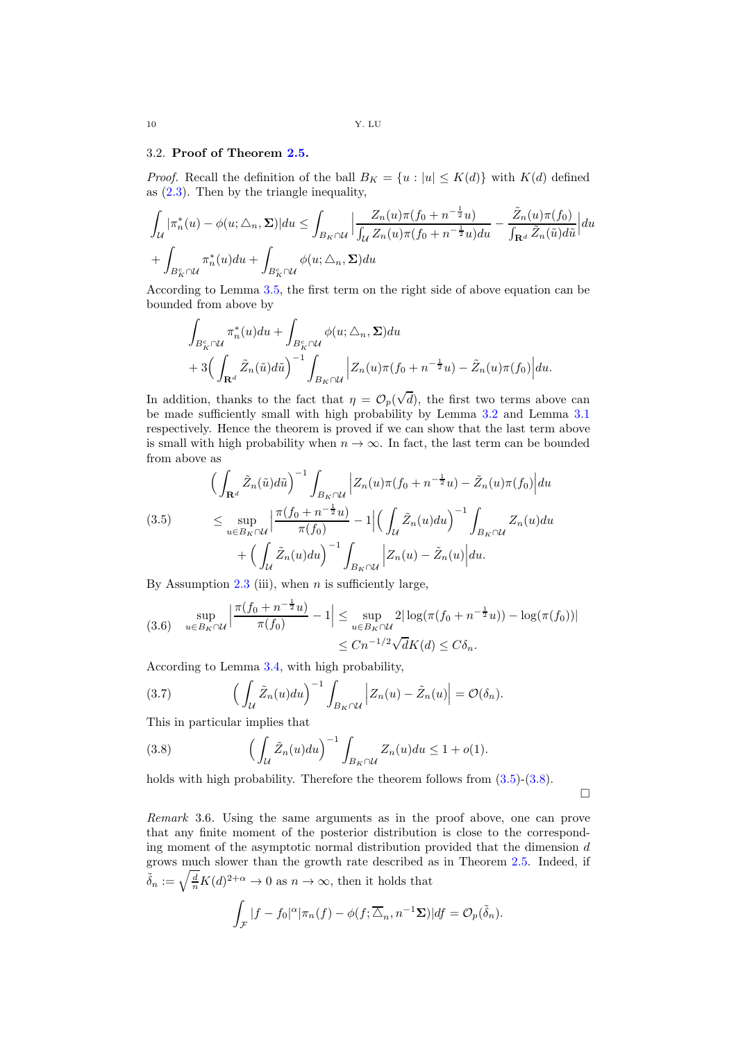### 3.2. **Proof of Theorem 2.5.**

*Proof.* Recall the definition of the ball $B_K = \{u : |u| \leq K(d)\}$ with $K(d)$ defined as (2.3). Then by the triangle inequality,

$$
\int_{\mathcal{U}} |\pi_n^*(u) - \phi(u; \triangle_n, \mathbf{\Sigma})| du \leq \int_{B_K \cap \mathcal{U}} \Big| \frac{Z_n(u)\pi(f_0 + n^{-\frac{1}{2}}u)}{\int_{\mathcal{U}} Z_n(u)\pi(f_0 + n^{-\frac{1}{2}}u)du} - \frac{\tilde{Z}_n(u)\pi(f_0)}{\int_{\mathbf{R}^d} \tilde{Z}_n(\tilde{u})d\tilde{u}} \Big| du
$$
$$
+ \int_{B_K^c \cap \mathcal{U}} \pi_n^*(u)du + \int_{B_K^c \cap \mathcal{U}} \phi(u; \triangle_n, \mathbf{\Sigma})du
$$

According to Lemma 3.5, the first term on the right side of above equation can be bounded from above by

$$
\int_{B_K^c \cap \mathcal{U}} \pi_n^*(u)du + \int_{B_K^c \cap \mathcal{U}} \phi(u; \triangle_n, \mathbf{\Sigma})du
$$
$$
+ 3\Big( \int_{\mathbf{R}^d} \tilde{Z}_n(\tilde{u})d\tilde{u} \Big)^{-1} \int_{B_K \cap \mathcal{U}} \Big| Z_n(u)\pi(f_0 + n^{-\frac{1}{2}}u) - \tilde{Z}_n(u)\pi(f_0) \Big| du.
$$

In addition, thanks to the fact that $\eta = \mathcal{O}_p(\sqrt{d})$, the first two terms above can be made sufficiently small with high probability by Lemma 3.2 and Lemma 3.1 respectively. Hence the theorem is proved if we can show that the last term above is small with high probability when $n \to \infty$. In fact, the last term can be bounded from above as

$$
\begin{aligned}
&\Big( \int_{\mathbf{R}^d} \tilde{Z}_n(\tilde{u})d\tilde{u} \Big)^{-1} \int_{B_K \cap \mathcal{U}} \Big| Z_n(u)\pi(f_0 + n^{-\frac{1}{2}}u) - \tilde{Z}_n(u)\pi(f_0) \Big| du \\
&\leq \sup_{u \in B_K \cap \mathcal{U}} \Big| \frac{\pi(f_0 + n^{-\frac{1}{2}}u)}{\pi(f_0)} - 1 \Big| \Big( \int_{\mathcal{U}} \tilde{Z}_n(u)du \Big)^{-1} \int_{B_K \cap \mathcal{U}} Z_n(u)du \\
&\quad + \Big( \int_{\mathcal{U}} \tilde{Z}_n(u)du \Big)^{-1} \int_{B_K \cap \mathcal{U}} \Big| Z_n(u) - \tilde{Z}_n(u) \Big| du.
\end{aligned} \tag{3.5}
$$

By Assumption 2.3 (iii), when $n$ is sufficiently large,

$$
\begin{aligned}
\sup_{u \in B_K \cap \mathcal{U}} \Big| \frac{\pi(f_0 + n^{-\frac{1}{2}}u)}{\pi(f_0)} - 1 \Big| &\leq \sup_{u \in B_K \cap \mathcal{U}} 2|\log(\pi(f_0 + n^{-\frac{1}{2}}u)) - \log(\pi(f_0))| \\
&\leq Cn^{-1/2}\sqrt{d}K(d) \leq C\delta_n.
\end{aligned} \tag{3.6}
$$

According to Lemma 3.4, with high probability,

$$
\Big( \int_{\mathcal{U}} \tilde{Z}_n(u)du \Big)^{-1} \int_{B_K \cap \mathcal{U}} \Big| Z_n(u) - \tilde{Z}_n(u) \Big| = \mathcal{O}(\delta_n). \tag{3.7}
$$

This in particular implies that

$$
\Big( \int_{\mathcal{U}} \tilde{Z}_n(u)du \Big)^{-1} \int_{B_K \cap \mathcal{U}} Z_n(u)du \leq 1 + o(1). \tag{3.8}
$$

holds with high probability. Therefore the theorem follows from (3.5)-(3.8).

$\square$

*Remark* 3.6. Using the same arguments as in the proof above, one can prove that any finite moment of the posterior distribution is close to the corresponding moment of the asymptotic normal distribution provided that the dimension $d$ grows much slower than the growth rate described as in Theorem 2.5. Indeed, if $\tilde{\delta}_n := \sqrt{\frac{d}{n}}K(d)^{2+\alpha} \to 0$ as $n \to \infty$, then it holds that

$$
\int_{\mathcal{F}} |f - f_0|^{\alpha} |\pi_n(f) - \phi(f; \overline{\triangle}_n, n^{-1}\mathbf{\Sigma})| df = \mathcal{O}_p(\tilde{\delta}_n).
$$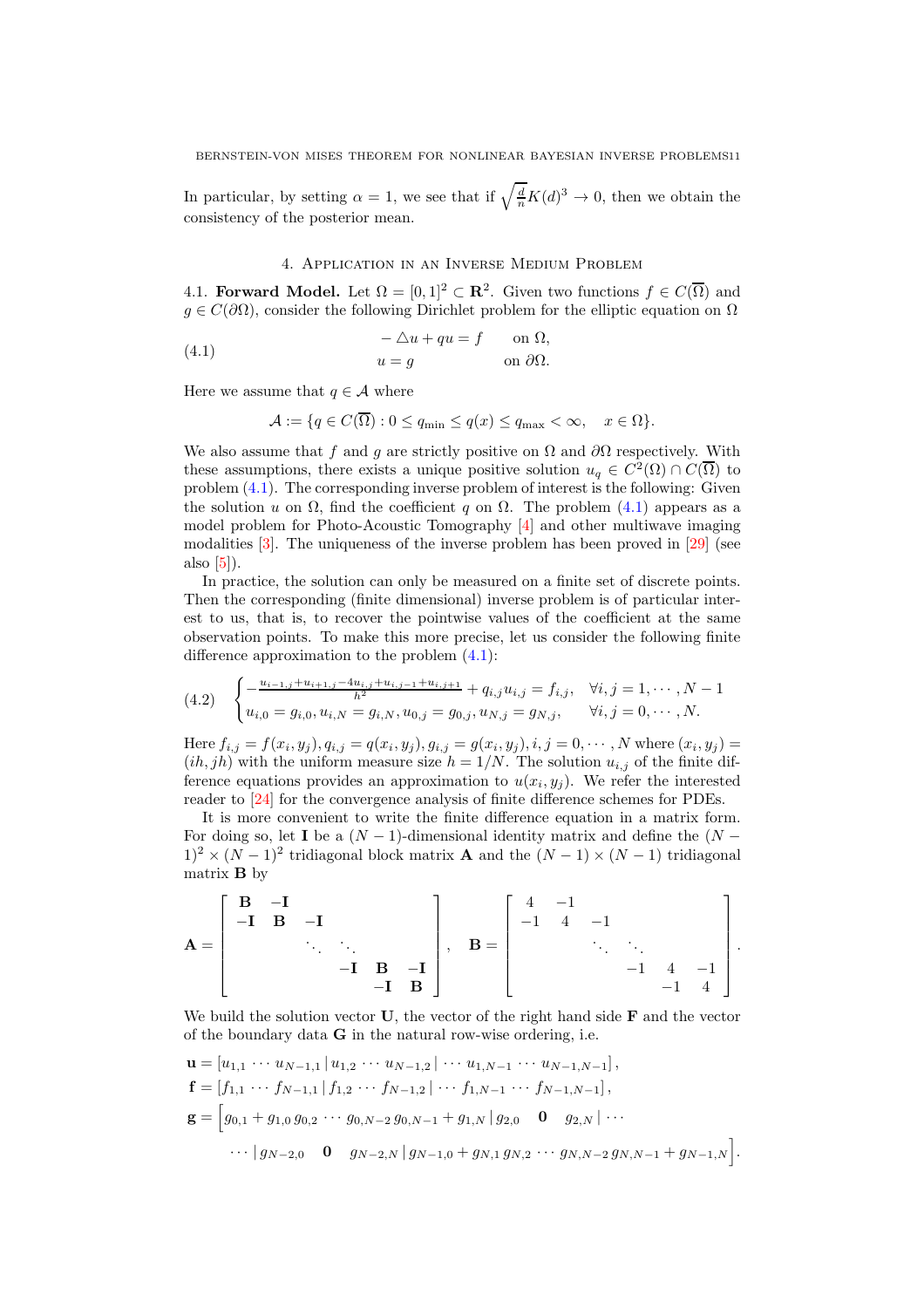In particular, by setting $\alpha = 1$, we see that if $\sqrt{\frac{d}{n}}K(d)^3 \to 0$, then we obtain the consistency of the posterior mean.

## 4. Application in an Inverse Medium Problem

4.1. **Forward Model.** Let $\Omega = [0,1]^2 \subset \mathbf{R}^2$. Given two functions $f \in C(\overline{\Omega})$ and $g \in C(\partial\Omega)$, consider the following Dirichlet problem for the elliptic equation on $\Omega$

$$
\begin{aligned}
-\triangle u + qu &= f \quad \text{on } \Omega, \\
u &= g \quad \text{on } \partial\Omega.
\end{aligned} \tag{4.1}
$$

Here we assume that $q \in \mathcal{A}$ where

$$
\mathcal{A} := \{q \in C(\overline{\Omega}) : 0 \le q_{\min} \le q(x) \le q_{\max} < \infty, \quad x \in \Omega\}.
$$

We also assume that $f$ and $g$ are strictly positive on $\Omega$ and $\partial\Omega$ respectively. With these assumptions, there exists a unique positive solution $u_q \in C^2(\Omega) \cap C(\overline{\Omega})$ to problem (4.1). The corresponding inverse problem of interest is the following: Given the solution $u$ on $\Omega$, find the coefficient $q$ on $\Omega$. The problem (4.1) appears as a model problem for Photo-Acoustic Tomography [4] and other multiwave imaging modalities [3]. The uniqueness of the inverse problem has been proved in [29] (see also [5]).

In practice, the solution can only be measured on a finite set of discrete points. Then the corresponding (finite dimensional) inverse problem is of particular interest to us, that is, to recover the pointwise values of the coefficient at the same observation points. To make this more precise, let us consider the following finite difference approximation to the problem (4.1):

$$
\begin{cases}
-\frac{u_{i-1,j}+u_{i+1,j}-4u_{i,j}+u_{i,j-1}+u_{i,j+1}}{h^2} + q_{i,j}u_{i,j} = f_{i,j}, & \forall i,j = 1,\cdots,N-1 \\
u_{i,0} = g_{i,0}, u_{i,N} = g_{i,N}, u_{0,j} = g_{0,j}, u_{N,j} = g_{N,j}, & \forall i,j = 0,\cdots,N.
\end{cases} \tag{4.2}
$$

Here $f_{i,j} = f(x_i, y_j), q_{i,j} = q(x_i, y_j), g_{i,j} = g(x_i, y_j), i, j = 0, \cdots, N$ where $(x_i, y_j) = (ih, jh)$ with the uniform measure size $h = 1/N$. The solution $u_{i,j}$ of the finite difference equations provides an approximation to $u(x_i, y_j)$. We refer the interested reader to [24] for the convergence analysis of finite difference schemes for PDEs.

It is more convenient to write the finite difference equation in a matrix form. For doing so, let $\mathbf{I}$ be a $(N-1)$-dimensional identity matrix and define the $(N-1)^2 \times (N-1)^2$ tridiagonal block matrix $\mathbf{A}$ and the $(N-1)\times(N-1)$ tridiagonal matrix $\mathbf{B}$ by

$$
\mathbf{A} = \begin{bmatrix}
\mathbf{B} & -\mathbf{I} & & & \\
-\mathbf{I} & \mathbf{B} & -\mathbf{I} & & \\
 & \ddots & \ddots & & \\
 & & -\mathbf{I} & \mathbf{B} & -\mathbf{I} \\
 & & & -\mathbf{I} & \mathbf{B}
\end{bmatrix}, \quad
\mathbf{B} = \begin{bmatrix}
4 & -1 & & & \\
-1 & 4 & -1 & & \\
 & \ddots & \ddots & & \\
 & & -1 & 4 & -1 \\
 & & & -1 & 4
\end{bmatrix}.
$$

We build the solution vector $\mathbf{U}$, the vector of the right hand side $\mathbf{F}$ and the vector of the boundary data $\mathbf{G}$ in the natural row-wise ordering, i.e.

$$
\begin{aligned}
\mathbf{u} &= \left[u_{1,1} \cdots u_{N-1,1} \,|\, u_{1,2} \cdots u_{N-1,2} \,|\, \cdots u_{1,N-1} \cdots u_{N-1,N-1}\right], \\
\mathbf{f} &= \left[f_{1,1} \cdots f_{N-1,1} \,|\, f_{1,2} \cdots f_{N-1,2} \,|\, \cdots f_{1,N-1} \cdots f_{N-1,N-1}\right], \\
\mathbf{g} &= \Big[g_{0,1} + g_{1,0}\, g_{0,2} \cdots g_{0,N-2}\, g_{0,N-1} + g_{1,N} \,|\, g_{2,0} \quad \mathbf{0} \quad g_{2,N} \,|\, \cdots \\
&\qquad \cdots \,|\, g_{N-2,0} \quad \mathbf{0} \quad g_{N-2,N} \,|\, g_{N-1,0} + g_{N,1}\, g_{N,2} \cdots g_{N,N-2}\, g_{N,N-1} + g_{N-1,N}\Big].
\end{aligned}
$$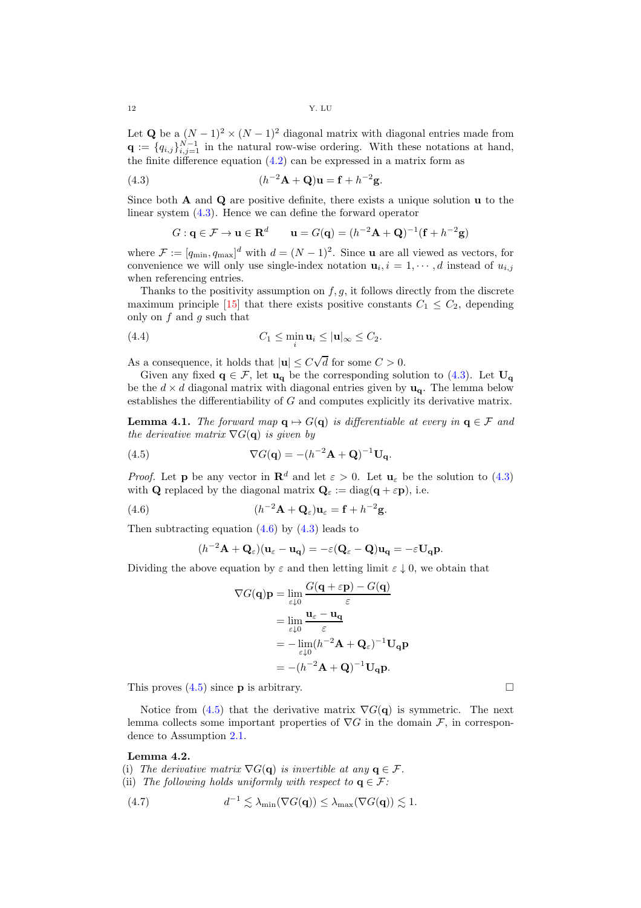Let $\mathbf{Q}$ be a $(N-1)^2 \times (N-1)^2$ diagonal matrix with diagonal entries made from $\mathbf{q} := \{q_{i,j}\}_{i,j=1}^{N-1}$ in the natural row-wise ordering. With these notations at hand, the finite difference equation (4.2) can be expressed in a matrix form as

$$(h^{-2}\mathbf{A} + \mathbf{Q})\mathbf{u} = \mathbf{f} + h^{-2}\mathbf{g}. \tag{4.3}$$

Since both $\mathbf{A}$ and $\mathbf{Q}$ are positive definite, there exists a unique solution $\mathbf{u}$ to the linear system (4.3). Hence we can define the forward operator

$$G : \mathbf{q} \in \mathcal{F} \to \mathbf{u} \in \mathbf{R}^d \qquad \mathbf{u} = G(\mathbf{q}) = (h^{-2}\mathbf{A} + \mathbf{Q})^{-1}(\mathbf{f} + h^{-2}\mathbf{g})$$

where $\mathcal{F} := [q_{\min}, q_{\max}]^d$ with $d = (N-1)^2$. Since $\mathbf{u}$ are all viewed as vectors, for convenience we will only use single-index notation $\mathbf{u}_i, i = 1, \cdots, d$ instead of $u_{i,j}$ when referencing entries.

Thanks to the positivity assumption on $f, g$, it follows directly from the discrete maximum principle [15] that there exists positive constants $C_1 \leq C_2$, depending only on $f$ and $g$ such that

$$C_1 \leq \min_i \mathbf{u}_i \leq |\mathbf{u}|_\infty \leq C_2. \tag{4.4}$$

As a consequence, it holds that $|\mathbf{u}| \leq C\sqrt{d}$ for some $C > 0$.

Given any fixed $\mathbf{q} \in \mathcal{F}$, let $\mathbf{u}_\mathbf{q}$ be the corresponding solution to (4.3). Let $\mathbf{U}_\mathbf{q}$ be the $d \times d$ diagonal matrix with diagonal entries given by $\mathbf{u}_\mathbf{q}$. The lemma below establishes the differentiability of $G$ and computes explicitly its derivative matrix.

**Lemma 4.1.** *The forward map $\mathbf{q} \mapsto G(\mathbf{q})$ is differentiable at every in $\mathbf{q} \in \mathcal{F}$ and the derivative matrix $\nabla G(\mathbf{q})$ is given by*

$$\nabla G(\mathbf{q}) = -(h^{-2}\mathbf{A} + \mathbf{Q})^{-1}\mathbf{U}_\mathbf{q}. \tag{4.5}$$

*Proof.* Let $\mathbf{p}$ be any vector in $\mathbf{R}^d$ and let $\varepsilon > 0$. Let $\mathbf{u}_\varepsilon$ be the solution to (4.3) with $\mathbf{Q}$ replaced by the diagonal matrix $\mathbf{Q}_\varepsilon := \text{diag}(\mathbf{q} + \varepsilon\mathbf{p})$, i.e.

$$(h^{-2}\mathbf{A} + \mathbf{Q}_\varepsilon)\mathbf{u}_\varepsilon = \mathbf{f} + h^{-2}\mathbf{g}. \tag{4.6}$$

Then subtracting equation (4.6) by (4.3) leads to

$$(h^{-2}\mathbf{A} + \mathbf{Q}_\varepsilon)(\mathbf{u}_\varepsilon - \mathbf{u}_\mathbf{q}) = -\varepsilon(\mathbf{Q}_\varepsilon - \mathbf{Q})\mathbf{u}_\mathbf{q} = -\varepsilon\mathbf{U}_\mathbf{q}\mathbf{p}.$$

Dividing the above equation by $\varepsilon$ and then letting limit $\varepsilon \downarrow 0$, we obtain that

$$\begin{aligned}
\nabla G(\mathbf{q})\mathbf{p} &= \lim_{\varepsilon \downarrow 0} \frac{G(\mathbf{q} + \varepsilon\mathbf{p}) - G(\mathbf{q})}{\varepsilon} \\
&= \lim_{\varepsilon \downarrow 0} \frac{\mathbf{u}_\varepsilon - \mathbf{u}_\mathbf{q}}{\varepsilon} \\
&= -\lim_{\varepsilon \downarrow 0} (h^{-2}\mathbf{A} + \mathbf{Q}_\varepsilon)^{-1}\mathbf{U}_\mathbf{q}\mathbf{p} \\
&= -(h^{-2}\mathbf{A} + \mathbf{Q})^{-1}\mathbf{U}_\mathbf{q}\mathbf{p}.
\end{aligned}$$

This proves (4.5) since $\mathbf{p}$ is arbitrary. □

Notice from (4.5) that the derivative matrix $\nabla G(\mathbf{q})$ is symmetric. The next lemma collects some important properties of $\nabla G$ in the domain $\mathcal{F}$, in correspondence to Assumption 2.1.

**Lemma 4.2.**

(i) *The derivative matrix $\nabla G(\mathbf{q})$ is invertible at any $\mathbf{q} \in \mathcal{F}$.*

(ii) *The following holds uniformly with respect to $\mathbf{q} \in \mathcal{F}$:*

$$d^{-1} \lesssim \lambda_{\min}(\nabla G(\mathbf{q})) \leq \lambda_{\max}(\nabla G(\mathbf{q})) \lesssim 1. \tag{4.7}$$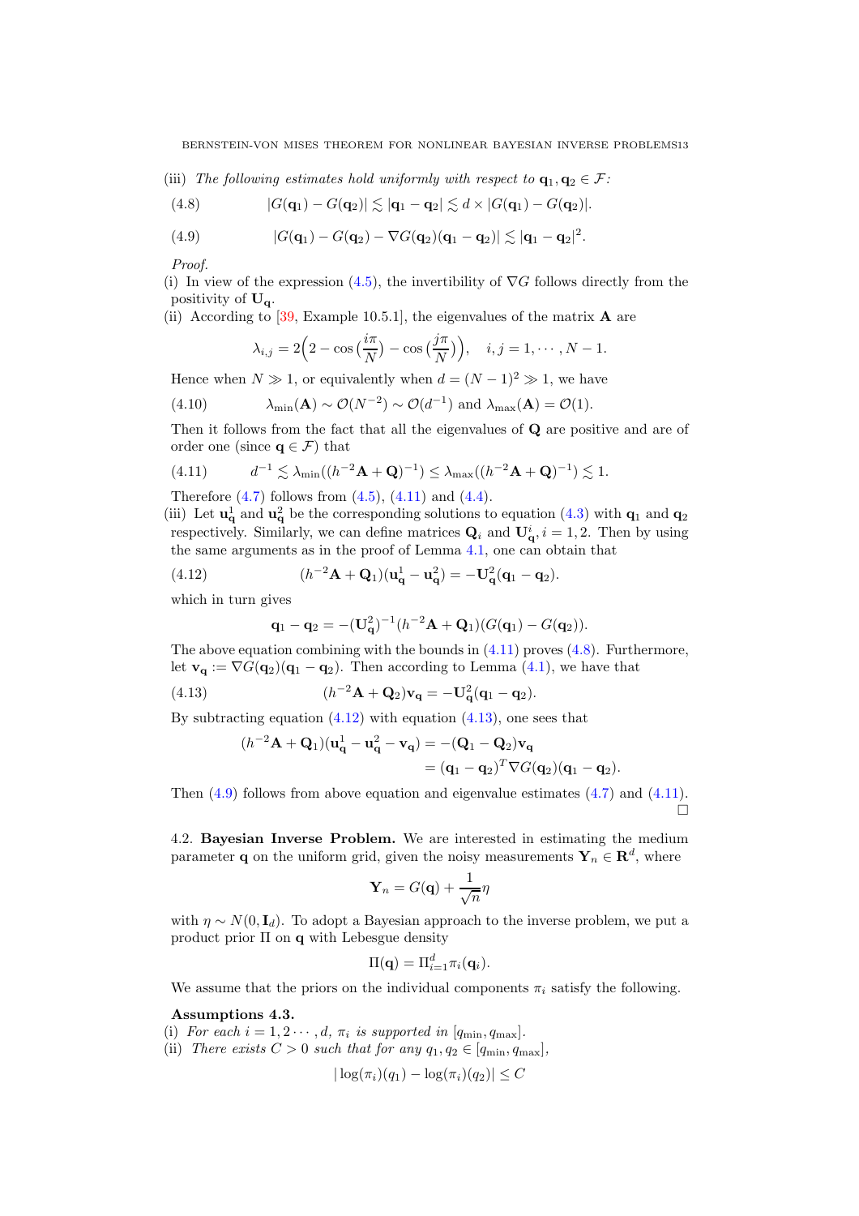(iii) *The following estimates hold uniformly with respect to* $\mathbf{q}_1, \mathbf{q}_2 \in \mathcal{F}$:

$$
|G(\mathbf{q}_1) - G(\mathbf{q}_2)| \lesssim |\mathbf{q}_1 - \mathbf{q}_2| \lesssim d \times |G(\mathbf{q}_1) - G(\mathbf{q}_2)|. \tag{4.8}
$$

$$
|G(\mathbf{q}_1) - G(\mathbf{q}_2) - \nabla G(\mathbf{q}_2)(\mathbf{q}_1 - \mathbf{q}_2)| \lesssim |\mathbf{q}_1 - \mathbf{q}_2|^2. \tag{4.9}
$$

*Proof.*

(i) In view of the expression (4.5), the invertibility of $\nabla G$ follows directly from the positivity of $\mathbf{U}_{\mathbf{q}}$.

(ii) According to [39, Example 10.5.1], the eigenvalues of the matrix $\mathbf{A}$ are

$$
\lambda_{i,j} = 2\Big(2 - \cos\big(\frac{i\pi}{N}\big) - \cos\big(\frac{j\pi}{N}\big)\Big), \quad i,j = 1, \cdots, N-1.
$$

Hence when $N \gg 1$, or equivalently when $d = (N-1)^2 \gg 1$, we have

$$
\lambda_{\min}(\mathbf{A}) \sim \mathcal{O}(N^{-2}) \sim \mathcal{O}(d^{-1}) \text{ and } \lambda_{\max}(\mathbf{A}) = \mathcal{O}(1). \tag{4.10}
$$

Then it follows from the fact that all the eigenvalues of $\mathbf{Q}$ are positive and are of order one (since $\mathbf{q} \in \mathcal{F}$) that

$$
d^{-1} \lesssim \lambda_{\min}((h^{-2}\mathbf{A} + \mathbf{Q})^{-1}) \leq \lambda_{\max}((h^{-2}\mathbf{A} + \mathbf{Q})^{-1}) \lesssim 1. \tag{4.11}
$$

Therefore (4.7) follows from (4.5), (4.11) and (4.4).

(iii) Let $\mathbf{u}^1_{\mathbf{q}}$ and $\mathbf{u}^2_{\mathbf{q}}$ be the corresponding solutions to equation (4.3) with $\mathbf{q}_1$ and $\mathbf{q}_2$ respectively. Similarly, we can define matrices $\mathbf{Q}_i$ and $\mathbf{U}^i_{\mathbf{q}}, i = 1, 2$. Then by using the same arguments as in the proof of Lemma 4.1, one can obtain that

$$
(h^{-2}\mathbf{A} + \mathbf{Q}_1)(\mathbf{u}^1_{\mathbf{q}} - \mathbf{u}^2_{\mathbf{q}}) = -\mathbf{U}^2_{\mathbf{q}}(\mathbf{q}_1 - \mathbf{q}_2). \tag{4.12}
$$

which in turn gives

$$
\mathbf{q}_1 - \mathbf{q}_2 = -(\mathbf{U}^2_{\mathbf{q}})^{-1}(h^{-2}\mathbf{A} + \mathbf{Q}_1)(G(\mathbf{q}_1) - G(\mathbf{q}_2)).
$$

The above equation combining with the bounds in (4.11) proves (4.8). Furthermore, let $\mathbf{v}_{\mathbf{q}} := \nabla G(\mathbf{q}_2)(\mathbf{q}_1 - \mathbf{q}_2)$. Then according to Lemma (4.1), we have that

$$
(h^{-2}\mathbf{A} + \mathbf{Q}_2)\mathbf{v}_{\mathbf{q}} = -\mathbf{U}^2_{\mathbf{q}}(\mathbf{q}_1 - \mathbf{q}_2). \tag{4.13}
$$

By subtracting equation (4.12) with equation (4.13), one sees that

$$
\begin{aligned}
(h^{-2}\mathbf{A} + \mathbf{Q}_1)(\mathbf{u}^1_{\mathbf{q}} - \mathbf{u}^2_{\mathbf{q}} - \mathbf{v}_{\mathbf{q}}) &= -(\mathbf{Q}_1 - \mathbf{Q}_2)\mathbf{v}_{\mathbf{q}} \\
&= (\mathbf{q}_1 - \mathbf{q}_2)^T \nabla G(\mathbf{q}_2)(\mathbf{q}_1 - \mathbf{q}_2).
\end{aligned}
$$

Then (4.9) follows from above equation and eigenvalue estimates (4.7) and (4.11). □

## 4.2. Bayesian Inverse Problem.

We are interested in estimating the medium parameter $\mathbf{q}$ on the uniform grid, given the noisy measurements $\mathbf{Y}_n \in \mathbf{R}^d$, where

$$
\mathbf{Y}_n = G(\mathbf{q}) + \frac{1}{\sqrt{n}}\eta
$$

with $\eta \sim N(0, \mathbf{I}_d)$. To adopt a Bayesian approach to the inverse problem, we put a product prior $\Pi$ on $\mathbf{q}$ with Lebesgue density

$$
\Pi(\mathbf{q}) = \Pi_{i=1}^d \pi_i(\mathbf{q}_i).
$$

We assume that the priors on the individual components $\pi_i$ satisfy the following.

**Assumptions 4.3.**

(i) *For each* $i = 1, 2 \cdots, d$, $\pi_i$ *is supported in* $[q_{\min}, q_{\max}]$.

(ii) *There exists* $C > 0$ *such that for any* $q_1, q_2 \in [q_{\min}, q_{\max}]$,

$$
|\log(\pi_i)(q_1) - \log(\pi_i)(q_2)| \leq C
$$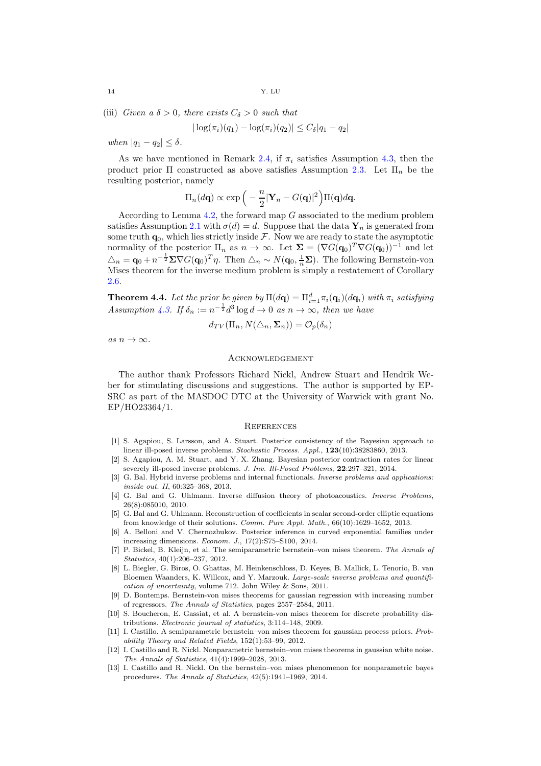(iii) *Given a $\delta > 0$, there exists $C_\delta > 0$ such that*

$$|\log(\pi_i)(q_1) - \log(\pi_i)(q_2)| \le C_\delta |q_1 - q_2|$$

*when $|q_1 - q_2| \le \delta$.*

As we have mentioned in Remark 2.4, if $\pi_i$ satisfies Assumption 4.3, then the product prior $\Pi$ constructed as above satisfies Assumption 2.3. Let $\Pi_n$ be the resulting posterior, namely

$$\Pi_n(d\mathbf{q}) \propto \exp\Big( -\frac{n}{2}|\mathbf{Y}_n - G(\mathbf{q})|^2 \Big)\Pi(\mathbf{q})d\mathbf{q}.$$

According to Lemma 4.2, the forward map $G$ associated to the medium problem satisfies Assumption 2.1 with $\sigma(d) = d$. Suppose that the data $\mathbf{Y}_n$ is generated from some truth $\mathbf{q}_0$, which lies strictly inside $\mathcal{F}$. Now we are ready to state the asymptotic normality of the posterior $\Pi_n$ as $n \to \infty$. Let $\mathbf{\Sigma} = (\nabla G(\mathbf{q}_0)^T \nabla G(\mathbf{q}_0))^{-1}$ and let $\triangle_n = \mathbf{q}_0 + n^{-\frac{1}{2}}\mathbf{\Sigma}\nabla G(\mathbf{q}_0)^T \eta$. Then $\triangle_n \sim N(\mathbf{q}_0, \frac{1}{n}\mathbf{\Sigma})$. The following Bernstein-von Mises theorem for the inverse medium problem is simply a restatement of Corollary 2.6.

**Theorem 4.4.** *Let the prior be given by $\Pi(d\mathbf{q}) = \Pi_{i=1}^d \pi_i(\mathbf{q}_i)(d\mathbf{q}_i)$ with $\pi_i$ satisfying Assumption 4.3. If $\delta_n := n^{-\frac{1}{2}} d^3 \log d \to 0$ as $n \to \infty$, then we have*

$$d_{TV}(\Pi_n, N(\triangle_n, \mathbf{\Sigma}_n)) = \mathcal{O}_p(\delta_n)$$

*as $n \to \infty$.*

## Acknowledgement

The author thank Professors Richard Nickl, Andrew Stuart and Hendrik Weber for stimulating discussions and suggestions. The author is supported by EPSRC as part of the MASDOC DTC at the University of Warwick with grant No. EP/HO23364/1.

## References

[1] S. Agapiou, S. Larsson, and A. Stuart. Posterior consistency of the Bayesian approach to linear ill-posed inverse problems. *Stochastic Process. Appl.*, **123**(10):38283860, 2013.

[2] S. Agapiou, A. M. Stuart, and Y. X. Zhang. Bayesian posterior contraction rates for linear severely ill-posed inverse problems. *J. Inv. Ill-Posed Problems*, **22**:297–321, 2014.

[3] G. Bal. Hybrid inverse problems and internal functionals. *Inverse problems and applications: inside out. II*, 60:325–368, 2013.

[4] G. Bal and G. Uhlmann. Inverse diffusion theory of photoacoustics. *Inverse Problems*, 26(8):085010, 2010.

[5] G. Bal and G. Uhlmann. Reconstruction of coefficients in scalar second-order elliptic equations from knowledge of their solutions. *Comm. Pure Appl. Math.*, 66(10):1629–1652, 2013.

[6] A. Belloni and V. Chernozhukov. Posterior inference in curved exponential families under increasing dimensions. *Econom. J.*, 17(2):S75–S100, 2014.

[7] P. Bickel, B. Kleijn, et al. The semiparametric bernstein–von mises theorem. *The Annals of Statistics*, 40(1):206–237, 2012.

[8] L. Biegler, G. Biros, O. Ghattas, M. Heinkenschloss, D. Keyes, B. Mallick, L. Tenorio, B. van Bloemen Waanders, K. Willcox, and Y. Marzouk. *Large-scale inverse problems and quantification of uncertainty*, volume 712. John Wiley & Sons, 2011.

[9] D. Bontemps. Bernstein-von mises theorems for gaussian regression with increasing number of regressors. *The Annals of Statistics*, pages 2557–2584, 2011.

[10] S. Boucheron, E. Gassiat, et al. A bernstein-von mises theorem for discrete probability distributions. *Electronic journal of statistics*, 3:114–148, 2009.

[11] I. Castillo. A semiparametric bernstein–von mises theorem for gaussian process priors. *Probability Theory and Related Fields*, 152(1):53–99, 2012.

[12] I. Castillo and R. Nickl. Nonparametric bernstein–von mises theorems in gaussian white noise. *The Annals of Statistics*, 41(4):1999–2028, 2013.

[13] I. Castillo and R. Nickl. On the bernstein–von mises phenomenon for nonparametric bayes procedures. *The Annals of Statistics*, 42(5):1941–1969, 2014.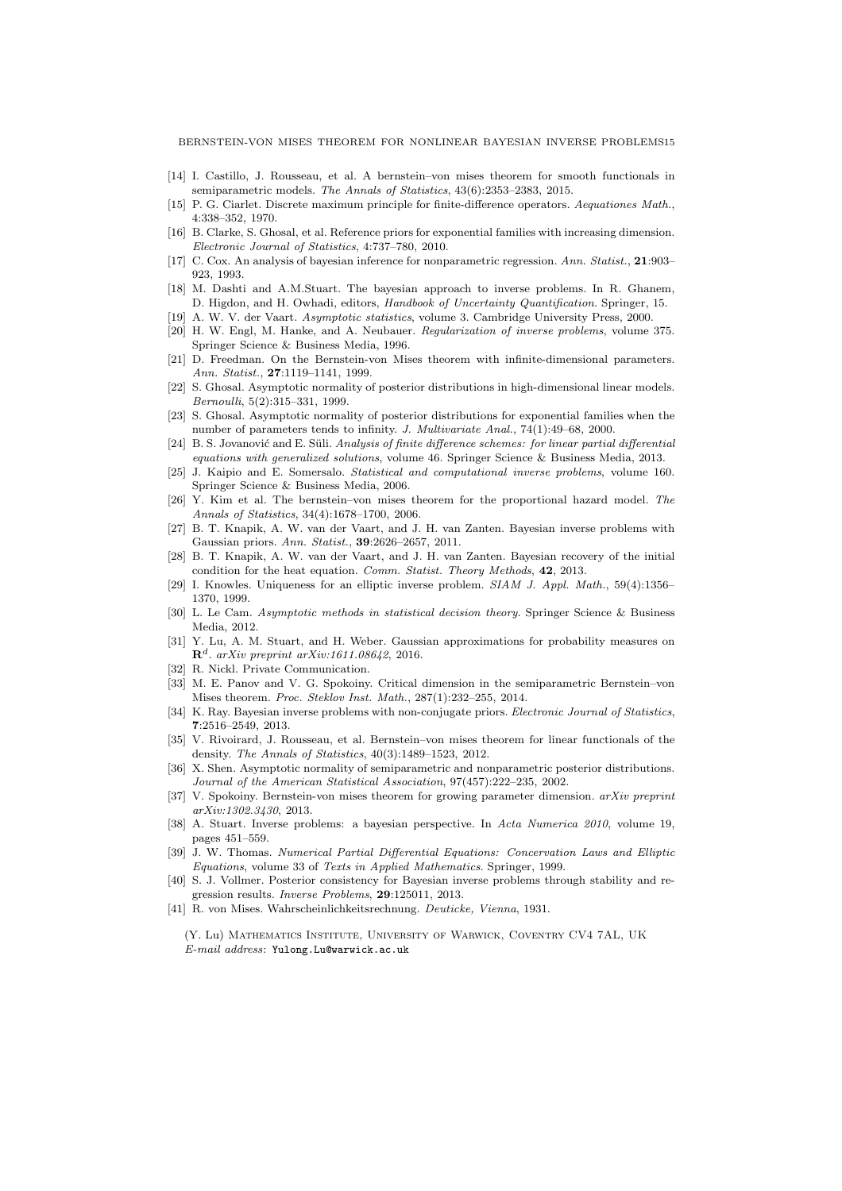- [14] I. Castillo, J. Rousseau, et al. A bernstein–von mises theorem for smooth functionals in semiparametric models. *The Annals of Statistics*, 43(6):2353–2383, 2015.
- [15] P. G. Ciarlet. Discrete maximum principle for finite-difference operators. *Aequationes Math.*, 4:338–352, 1970.
- [16] B. Clarke, S. Ghosal, et al. Reference priors for exponential families with increasing dimension. *Electronic Journal of Statistics*, 4:737–780, 2010.
- [17] C. Cox. An analysis of bayesian inference for nonparametric regression. *Ann. Statist.*, **21**:903–923, 1993.
- [18] M. Dashti and A.M.Stuart. The bayesian approach to inverse problems. In R. Ghanem, D. Higdon, and H. Owhadi, editors, *Handbook of Uncertainty Quantification*. Springer, 15.
- [19] A. W. V. der Vaart. *Asymptotic statistics*, volume 3. Cambridge University Press, 2000.
- [20] H. W. Engl, M. Hanke, and A. Neubauer. *Regularization of inverse problems*, volume 375. Springer Science & Business Media, 1996.
- [21] D. Freedman. On the Bernstein-von Mises theorem with infinite-dimensional parameters. *Ann. Statist.*, **27**:1119–1141, 1999.
- [22] S. Ghosal. Asymptotic normality of posterior distributions in high-dimensional linear models. *Bernoulli*, 5(2):315–331, 1999.
- [23] S. Ghosal. Asymptotic normality of posterior distributions for exponential families when the number of parameters tends to infinity. *J. Multivariate Anal.*, 74(1):49–68, 2000.
- [24] B. S. Jovanović and E. Süli. *Analysis of finite difference schemes: for linear partial differential equations with generalized solutions*, volume 46. Springer Science & Business Media, 2013.
- [25] J. Kaipio and E. Somersalo. *Statistical and computational inverse problems*, volume 160. Springer Science & Business Media, 2006.
- [26] Y. Kim et al. The bernstein–von mises theorem for the proportional hazard model. *The Annals of Statistics*, 34(4):1678–1700, 2006.
- [27] B. T. Knapik, A. W. van der Vaart, and J. H. van Zanten. Bayesian inverse problems with Gaussian priors. *Ann. Statist.*, **39**:2626–2657, 2011.
- [28] B. T. Knapik, A. W. van der Vaart, and J. H. van Zanten. Bayesian recovery of the initial condition for the heat equation. *Comm. Statist. Theory Methods*, **42**, 2013.
- [29] I. Knowles. Uniqueness for an elliptic inverse problem. *SIAM J. Appl. Math.*, 59(4):1356–1370, 1999.
- [30] L. Le Cam. *Asymptotic methods in statistical decision theory*. Springer Science & Business Media, 2012.
- [31] Y. Lu, A. M. Stuart, and H. Weber. Gaussian approximations for probability measures on $\mathbf{R}^d$. *arXiv preprint arXiv:1611.08642*, 2016.
- [32] R. Nickl. Private Communication.
- [33] M. E. Panov and V. G. Spokoiny. Critical dimension in the semiparametric Bernstein–von Mises theorem. *Proc. Steklov Inst. Math.*, 287(1):232–255, 2014.
- [34] K. Ray. Bayesian inverse problems with non-conjugate priors. *Electronic Journal of Statistics*, **7**:2516–2549, 2013.
- [35] V. Rivoirard, J. Rousseau, et al. Bernstein–von mises theorem for linear functionals of the density. *The Annals of Statistics*, 40(3):1489–1523, 2012.
- [36] X. Shen. Asymptotic normality of semiparametric and nonparametric posterior distributions. *Journal of the American Statistical Association*, 97(457):222–235, 2002.
- [37] V. Spokoiny. Bernstein-von mises theorem for growing parameter dimension. *arXiv preprint arXiv:1302.3430*, 2013.
- [38] A. Stuart. Inverse problems: a bayesian perspective. In *Acta Numerica 2010*, volume 19, pages 451–559.
- [39] J. W. Thomas. *Numerical Partial Differential Equations: Concervation Laws and Elliptic Equations*, volume 33 of *Texts in Applied Mathematics*. Springer, 1999.
- [40] S. J. Vollmer. Posterior consistency for Bayesian inverse problems through stability and regression results. *Inverse Problems*, **29**:125011, 2013.
- [41] R. von Mises. Wahrscheinlichkeitsrechnung. *Deuticke, Vienna*, 1931.

(Y. Lu) Mathematics Institute, University of Warwick, Coventry CV4 7AL, UK
*E-mail address*: Yulong.Lu@warwick.ac.uk